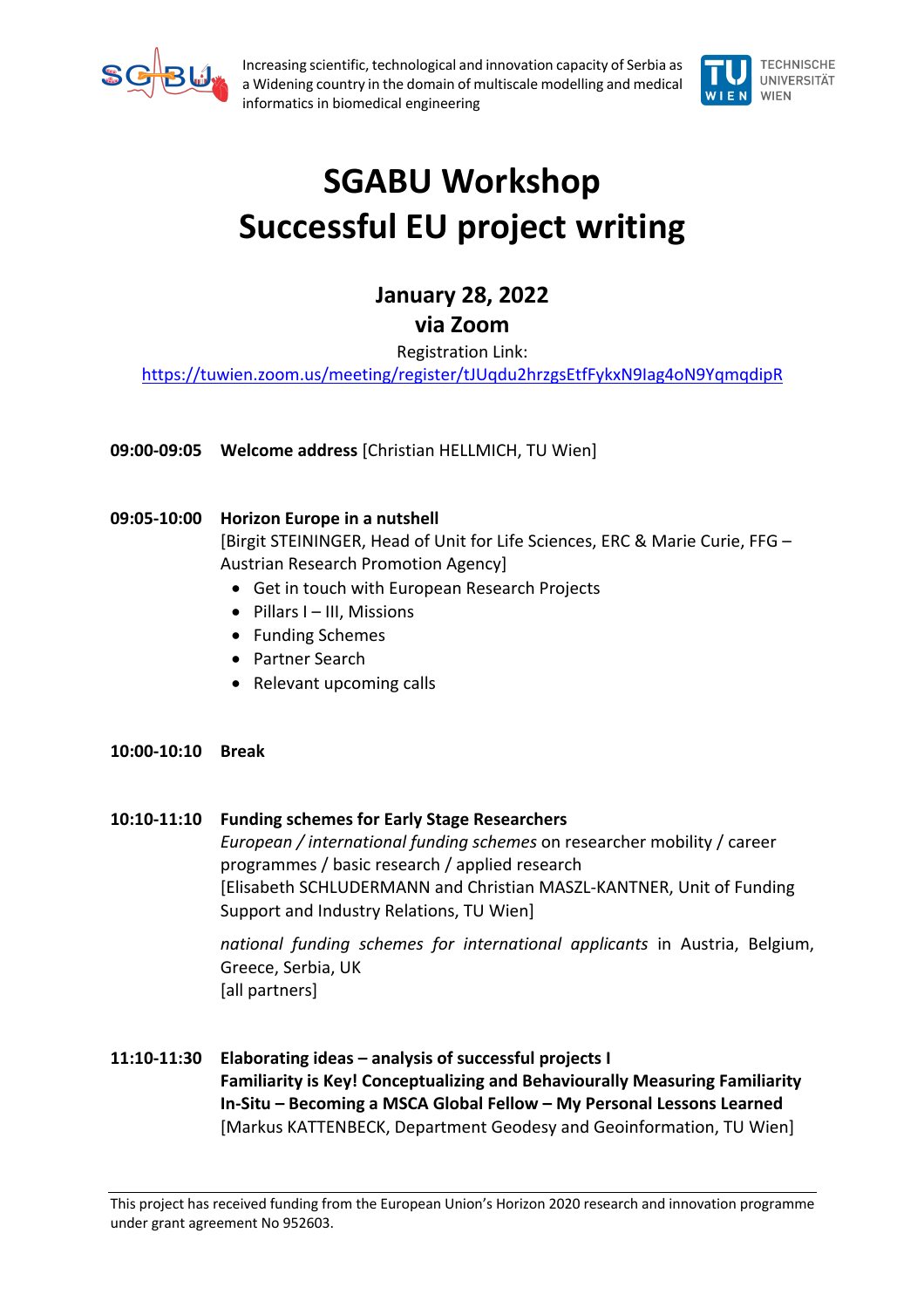Increasing scientific, technological and innovation capacity of Serbia as a Widening country in the domain of multiscale modelling and medical informatics in biomedical engineering

# SGABU Workshop
# Successful EU project writing

## January 28, 2022
## via Zoom

Registration Link:
https://tuwien.zoom.us/meeting/register/tJUqdu2hrzgsEtfFykxN9Iag4oN9YqmqdipR

**09:00-09:05** **Welcome address** [Christian HELLMICH, TU Wien]

**09:05-10:00** **Horizon Europe in a nutshell**
[Birgit STEININGER, Head of Unit for Life Sciences, ERC & Marie Curie, FFG – Austrian Research Promotion Agency]

- Get in touch with European Research Projects
- Pillars I – III, Missions
- Funding Schemes
- Partner Search
- Relevant upcoming calls

**10:00-10:10** **Break**

**10:10-11:10** **Funding schemes for Early Stage Researchers**
*European / international funding schemes* on researcher mobility / career programmes / basic research / applied research
[Elisabeth SCHLUDERMANN and Christian MASZL-KANTNER, Unit of Funding Support and Industry Relations, TU Wien]

*national funding schemes for international applicants* in Austria, Belgium, Greece, Serbia, UK
[all partners]

**11:10-11:30** **Elaborating ideas – analysis of successful projects I**
**Familiarity is Key! Conceptualizing and Behaviourally Measuring Familiarity In-Situ – Becoming a MSCA Global Fellow – My Personal Lessons Learned**
[Markus KATTENBECK, Department Geodesy and Geoinformation, TU Wien]

This project has received funding from the European Union's Horizon 2020 research and innovation programme under grant agreement No 952603.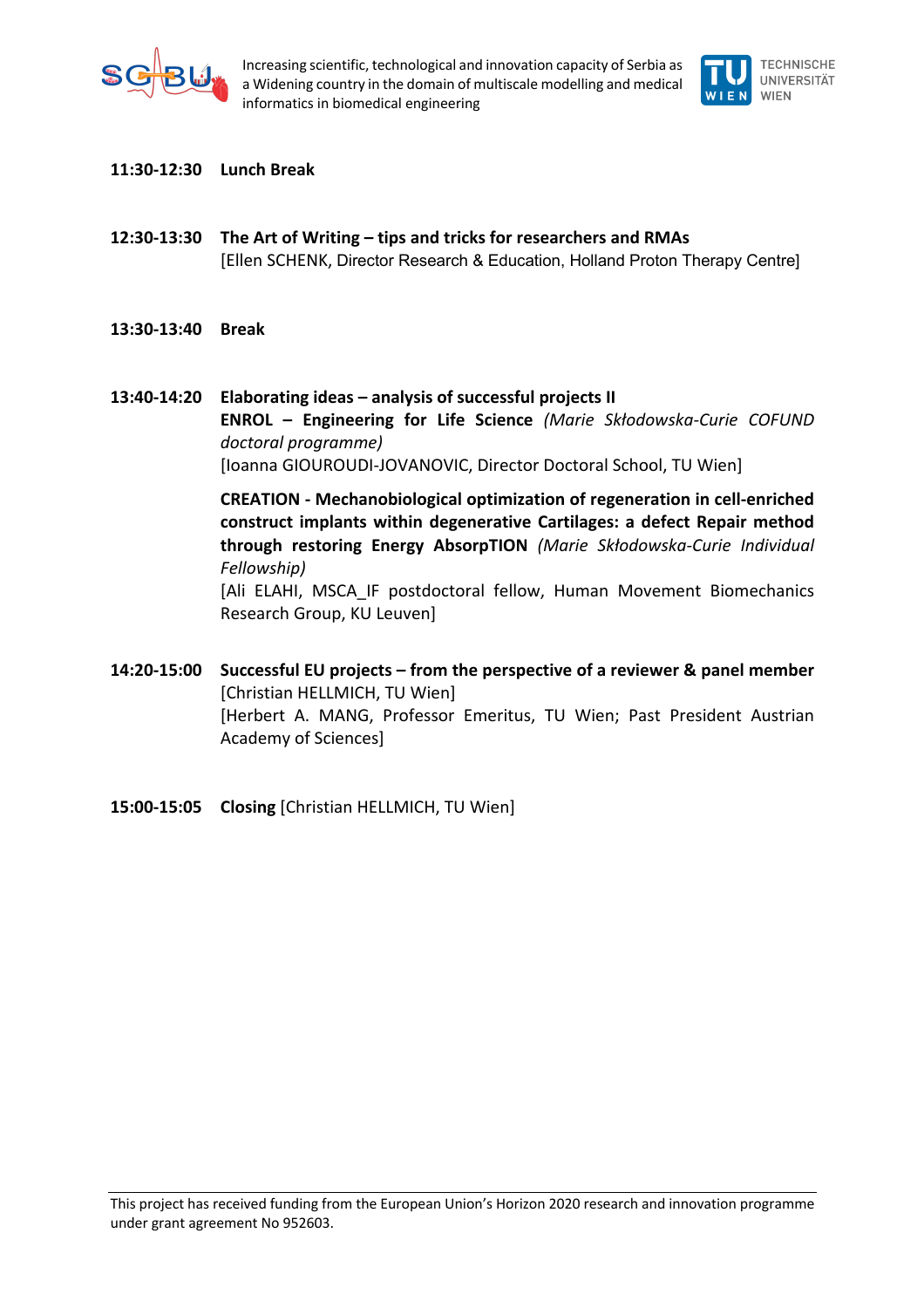**11:30-12:30** **Lunch Break**

**12:30-13:30** **The Art of Writing – tips and tricks for researchers and RMAs**
[Ellen SCHENK, Director Research & Education, Holland Proton Therapy Centre]

**13:30-13:40** **Break**

**13:40-14:20** **Elaborating ideas – analysis of successful projects II**

**ENROL – Engineering for Life Science** *(Marie Skłodowska-Curie COFUND doctoral programme)*
[Ioanna GIOUROUDI-JOVANOVIC, Director Doctoral School, TU Wien]

**CREATION - Mechanobiological optimization of regeneration in cell-enriched construct implants within degenerative Cartilages: a defect Repair method through restoring Energy AbsorpTION** *(Marie Skłodowska-Curie Individual Fellowship)*
[Ali ELAHI, MSCA_IF postdoctoral fellow, Human Movement Biomechanics Research Group, KU Leuven]

**14:20-15:00** **Successful EU projects – from the perspective of a reviewer & panel member**
[Christian HELLMICH, TU Wien]
[Herbert A. MANG, Professor Emeritus, TU Wien; Past President Austrian Academy of Sciences]

**15:00-15:05** **Closing** [Christian HELLMICH, TU Wien]